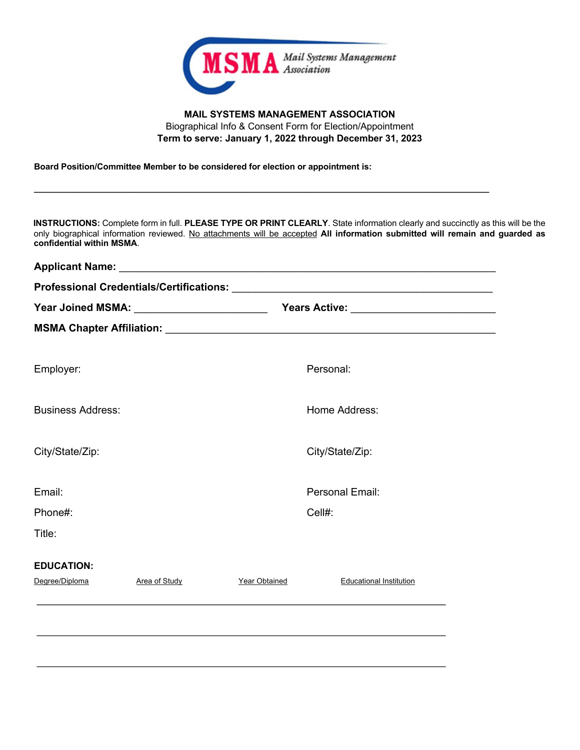MSMA Mail Systems Management Association

**MAIL SYSTEMS MANAGEMENT ASSOCIATION**

Biographical Info & Consent Form for Election/Appointment

**Term to serve: January 1, 2022 through December 31, 2023**

**Board Position/Committee Member to be considered for election or appointment is:**

______________________________________________________________________________

**INSTRUCTIONS:** Complete form in full. **PLEASE TYPE OR PRINT CLEARLY**. State information clearly and succinctly as this will be the only biographical information reviewed. No attachments will be accepted **All information submitted will remain and guarded as confidential within MSMA**.

**Applicant Name:** ______________________________________________________________

**Professional Credentials/Certifications:** ________________________________________

**Year Joined MSMA:** _______________________ **Years Active:** _________________________

**MSMA Chapter Affiliation:** ___________________________________________________

Employer:

Business Address:

City/State/Zip:

Email:

Phone#:

Title:

Personal:

Home Address:

City/State/Zip:

Personal Email:

Cell#:

**EDUCATION:**

| Degree/Diploma | Area of Study | Year Obtained | Educational Institution |
| --- | --- | --- | --- |
| | | | |
| | | | |
| | | | |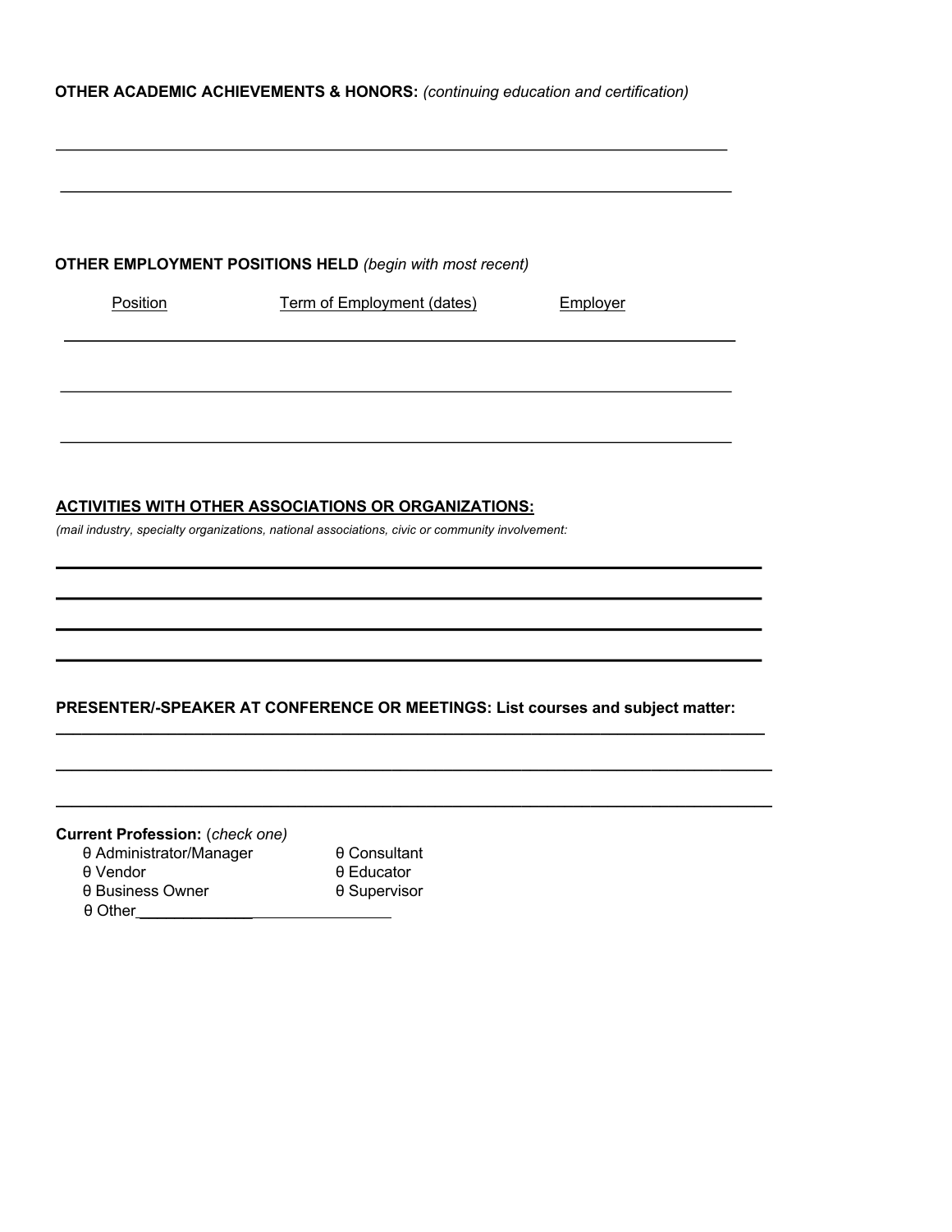**OTHER ACADEMIC ACHIEVEMENTS & HONORS:** *(continuing education and certification)*

_______________________________________________________________________________

_______________________________________________________________________________

**OTHER EMPLOYMENT POSITIONS HELD** *(begin with most recent)*

| Position | Term of Employment (dates) | Employer |
| --- | --- | --- |
| | | |
| | | |
| | | |

**ACTIVITIES WITH OTHER ASSOCIATIONS OR ORGANIZATIONS:**

*(mail industry, specialty organizations, national associations, civic or community involvement:*

_______________________________________________________________________________

_______________________________________________________________________________

_______________________________________________________________________________

_______________________________________________________________________________

**PRESENTER/-SPEAKER AT CONFERENCE OR MEETINGS: List courses and subject matter:**

_______________________________________________________________________________

_______________________________________________________________________________

_______________________________________________________________________________

**Current Profession:** (*check one*)

- θ Administrator/Manager
- θ Consultant
- θ Vendor
- θ Educator
- θ Business Owner
- θ Supervisor
- θ Other______________________________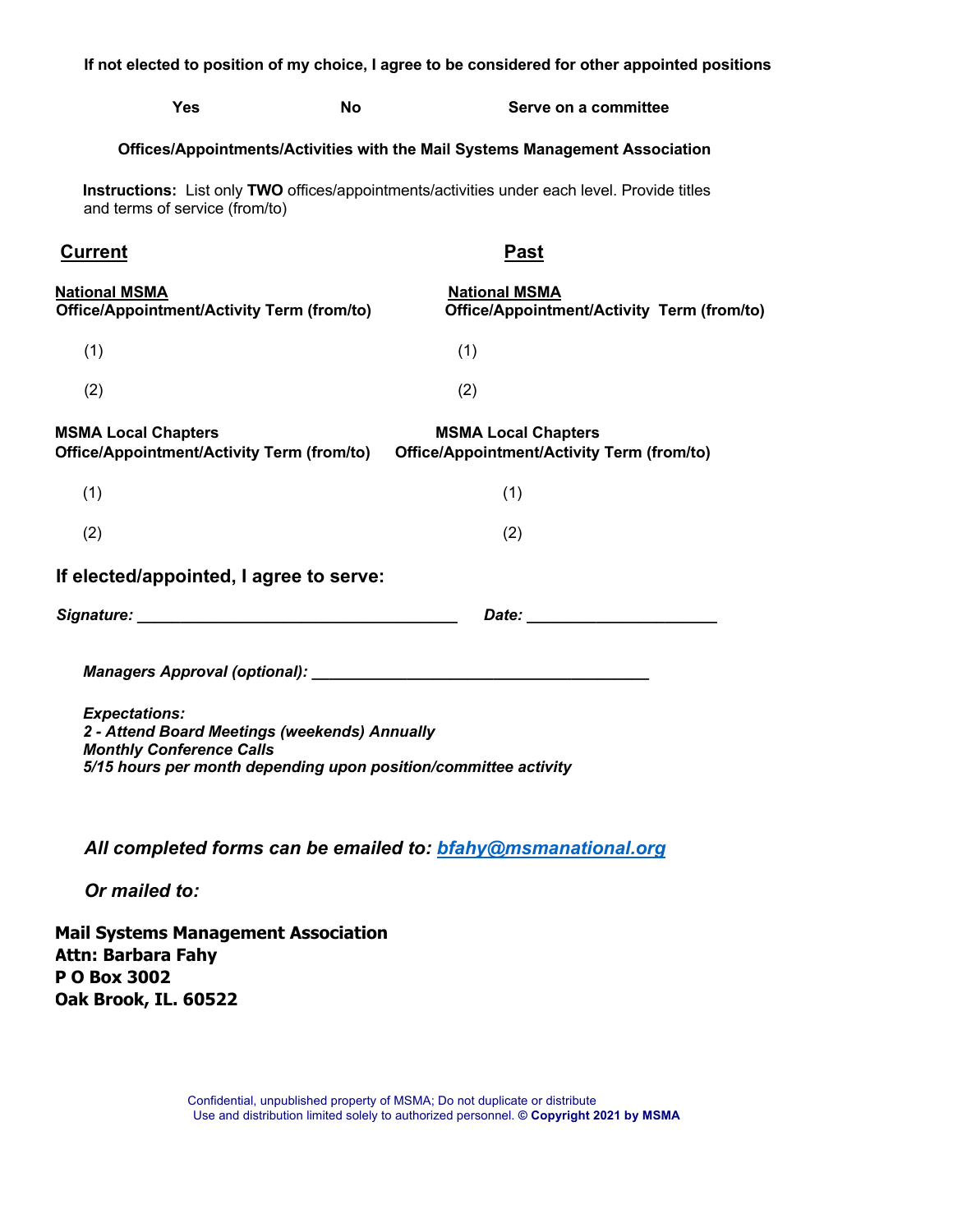**If not elected to position of my choice, I agree to be considered for other appointed positions**

**Yes** **No** **Serve on a committee**

**Offices/Appointments/Activities with the Mail Systems Management Association**

**Instructions:** List only **TWO** offices/appointments/activities under each level. Provide titles and terms of service (from/to)

## Current

**National MSMA**
**Office/Appointment/Activity Term (from/to)**

(1)

(2)

**MSMA Local Chapters**
**Office/Appointment/Activity Term (from/to)**

(1)

(2)

## Past

**National MSMA**
**Office/Appointment/Activity Term (from/to)**

(1)

(2)

**MSMA Local Chapters**
**Office/Appointment/Activity Term (from/to)**

(1)

(2)

### If elected/appointed, I agree to serve:

***Signature:*** ___________________________________ ***Date:*** _____________________

***Managers Approval (optional):*** ______________________________________

***Expectations:***
***2 - Attend Board Meetings (weekends) Annually***
***Monthly Conference Calls***
***5/15 hours per month depending upon position/committee activity***

***All completed forms can be emailed to: bfahy@msmanational.org***

***Or mailed to:***

**Mail Systems Management Association**
**Attn: Barbara Fahy**
**P O Box 3002**
**Oak Brook, IL. 60522**

Confidential, unpublished property of MSMA; Do not duplicate or distribute
Use and distribution limited solely to authorized personnel. **© Copyright 2021 by MSMA**